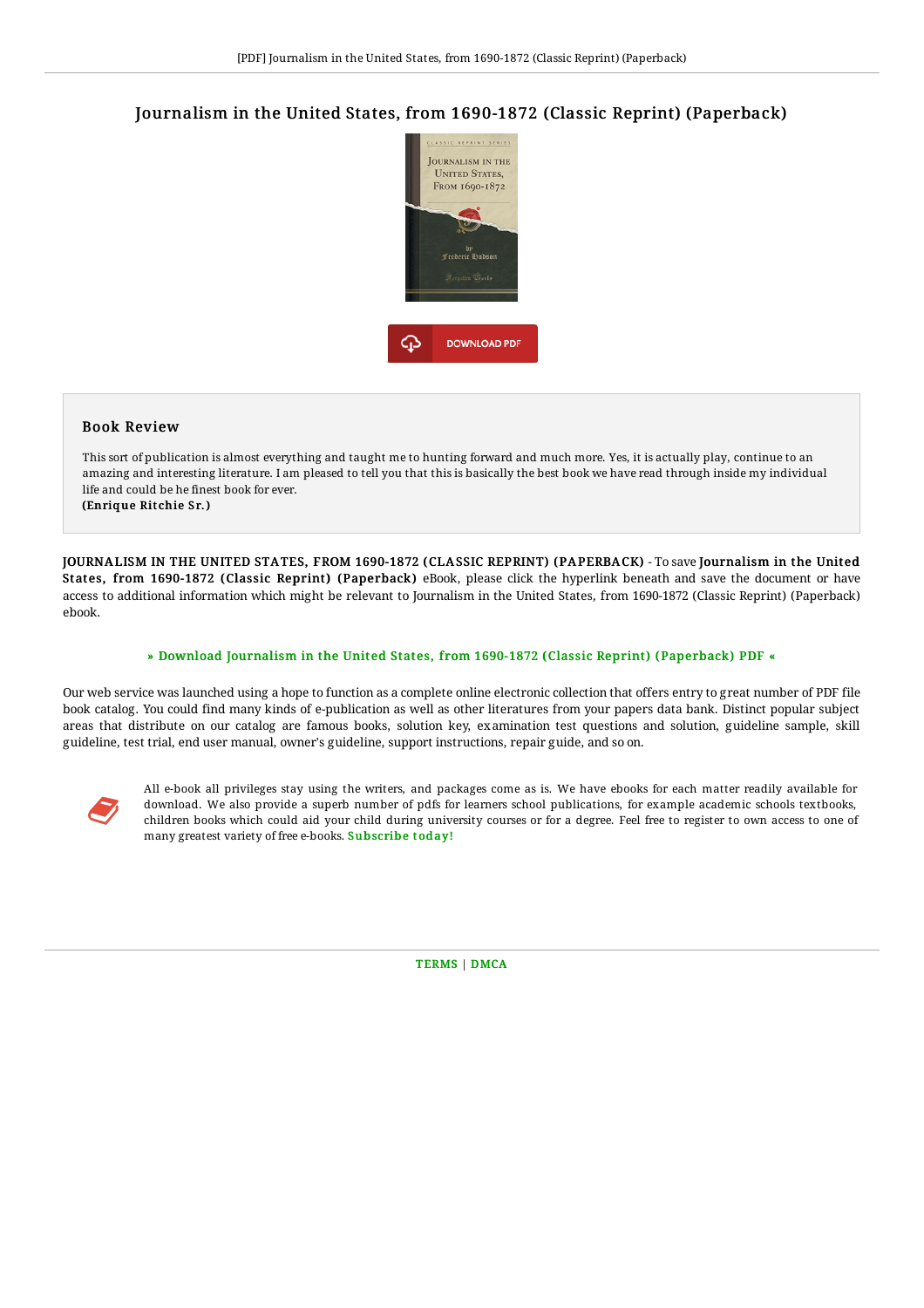# Journalism in the United States, from 1690-1872 (Classic Reprint) (Paperback)

## Book Review

This sort of publication is almost everything and taught me to hunting forward and much more. Yes, it is actually play, continue to an amazing and interesting literature. I am pleased to tell you that this is basically the best book we have read through inside my individual life and could be he finest book for ever.
**(Enrique Ritchie Sr.)**

**JOURNALISM IN THE UNITED STATES, FROM 1690-1872 (CLASSIC REPRINT) (PAPERBACK)** - To save **Journalism in the United States, from 1690-1872 (Classic Reprint) (Paperback)** eBook, please click the hyperlink beneath and save the document or have access to additional information which might be relevant to Journalism in the United States, from 1690-1872 (Classic Reprint) (Paperback) ebook.

**» Download Journalism in the United States, from 1690-1872 (Classic Reprint) (Paperback) PDF «**

Our web service was launched using a hope to function as a complete online electronic collection that offers entry to great number of PDF file book catalog. You could find many kinds of e-publication as well as other literatures from your papers data bank. Distinct popular subject areas that distribute on our catalog are famous books, solution key, examination test questions and solution, guideline sample, skill guideline, test trial, end user manual, owner's guideline, support instructions, repair guide, and so on.

All e-book all privileges stay using the writers, and packages come as is. We have ebooks for each matter readily available for download. We also provide a superb number of pdfs for learners school publications, for example academic schools textbooks, children books which could aid your child during university courses or for a degree. Feel free to register to own access to one of many greatest variety of free e-books. **Subscribe today!**

TERMS | DMCA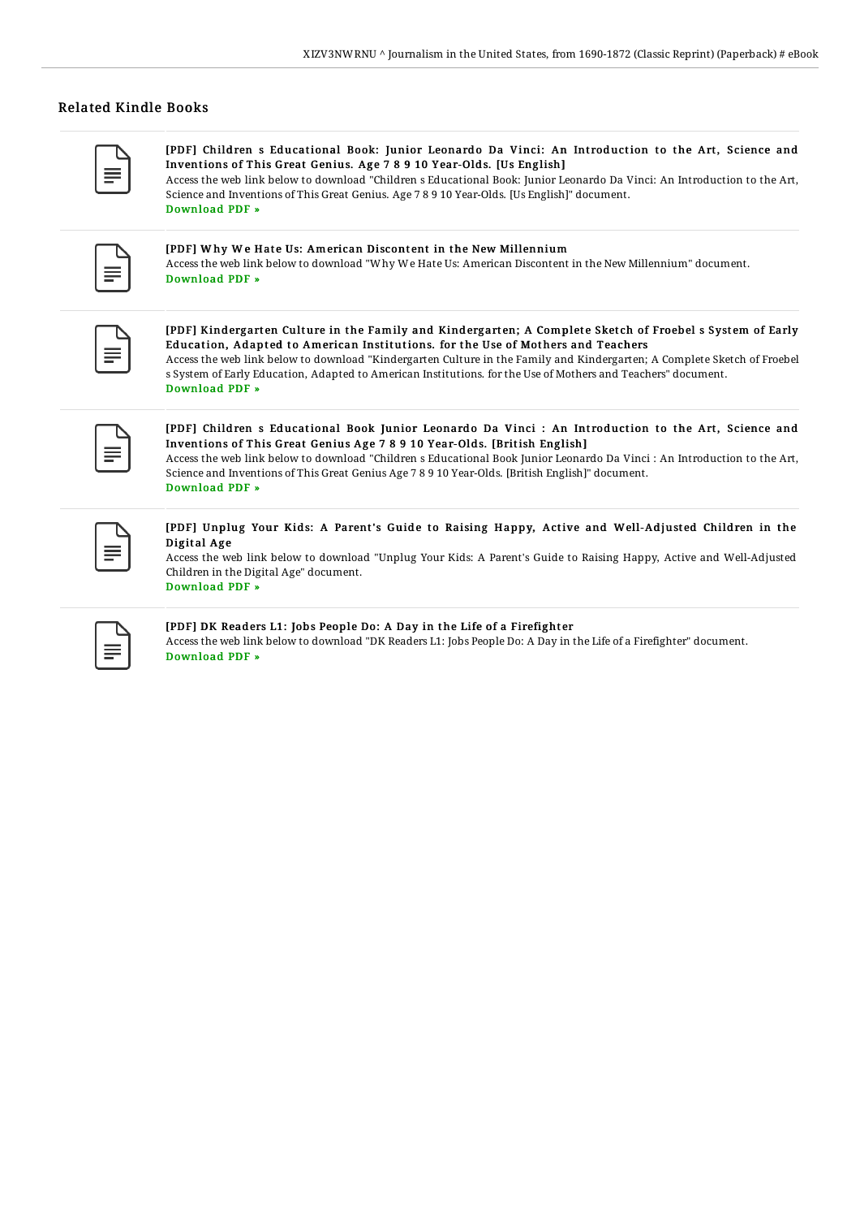## Related Kindle Books

**[PDF] Children s Educational Book: Junior Leonardo Da Vinci: An Introduction to the Art, Science and Inventions of This Great Genius. Age 7 8 9 10 Year-Olds. [Us English]**

Access the web link below to download "Children s Educational Book: Junior Leonardo Da Vinci: An Introduction to the Art, Science and Inventions of This Great Genius. Age 7 8 9 10 Year-Olds. [Us English]" document.
Download PDF »

**[PDF] Why We Hate Us: American Discontent in the New Millennium**

Access the web link below to download "Why We Hate Us: American Discontent in the New Millennium" document.
Download PDF »

**[PDF] Kindergarten Culture in the Family and Kindergarten; A Complete Sketch of Froebel s System of Early Education, Adapted to American Institutions. for the Use of Mothers and Teachers**

Access the web link below to download "Kindergarten Culture in the Family and Kindergarten; A Complete Sketch of Froebel s System of Early Education, Adapted to American Institutions. for the Use of Mothers and Teachers" document.
Download PDF »

**[PDF] Children s Educational Book Junior Leonardo Da Vinci : An Introduction to the Art, Science and Inventions of This Great Genius Age 7 8 9 10 Year-Olds. [British English]**

Access the web link below to download "Children s Educational Book Junior Leonardo Da Vinci : An Introduction to the Art, Science and Inventions of This Great Genius Age 7 8 9 10 Year-Olds. [British English]" document.
Download PDF »

**[PDF] Unplug Your Kids: A Parent's Guide to Raising Happy, Active and Well-Adjusted Children in the Digital Age**

Access the web link below to download "Unplug Your Kids: A Parent's Guide to Raising Happy, Active and Well-Adjusted Children in the Digital Age" document.
Download PDF »

**[PDF] DK Readers L1: Jobs People Do: A Day in the Life of a Firefighter**

Access the web link below to download "DK Readers L1: Jobs People Do: A Day in the Life of a Firefighter" document.
Download PDF »